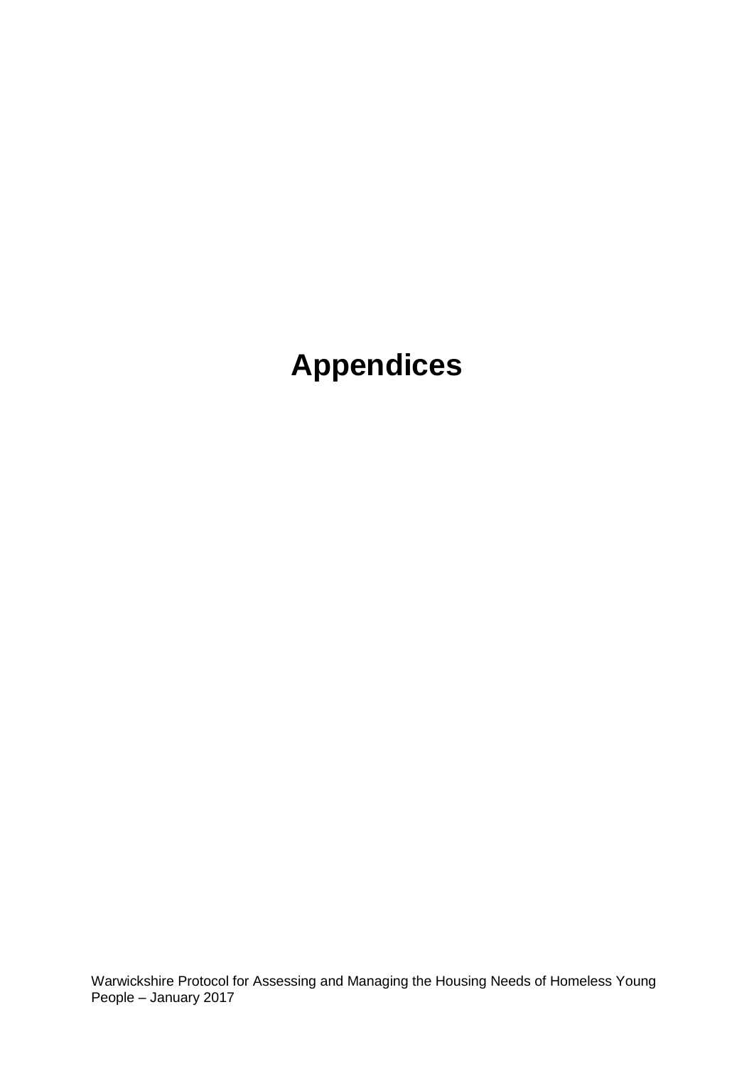# Appendices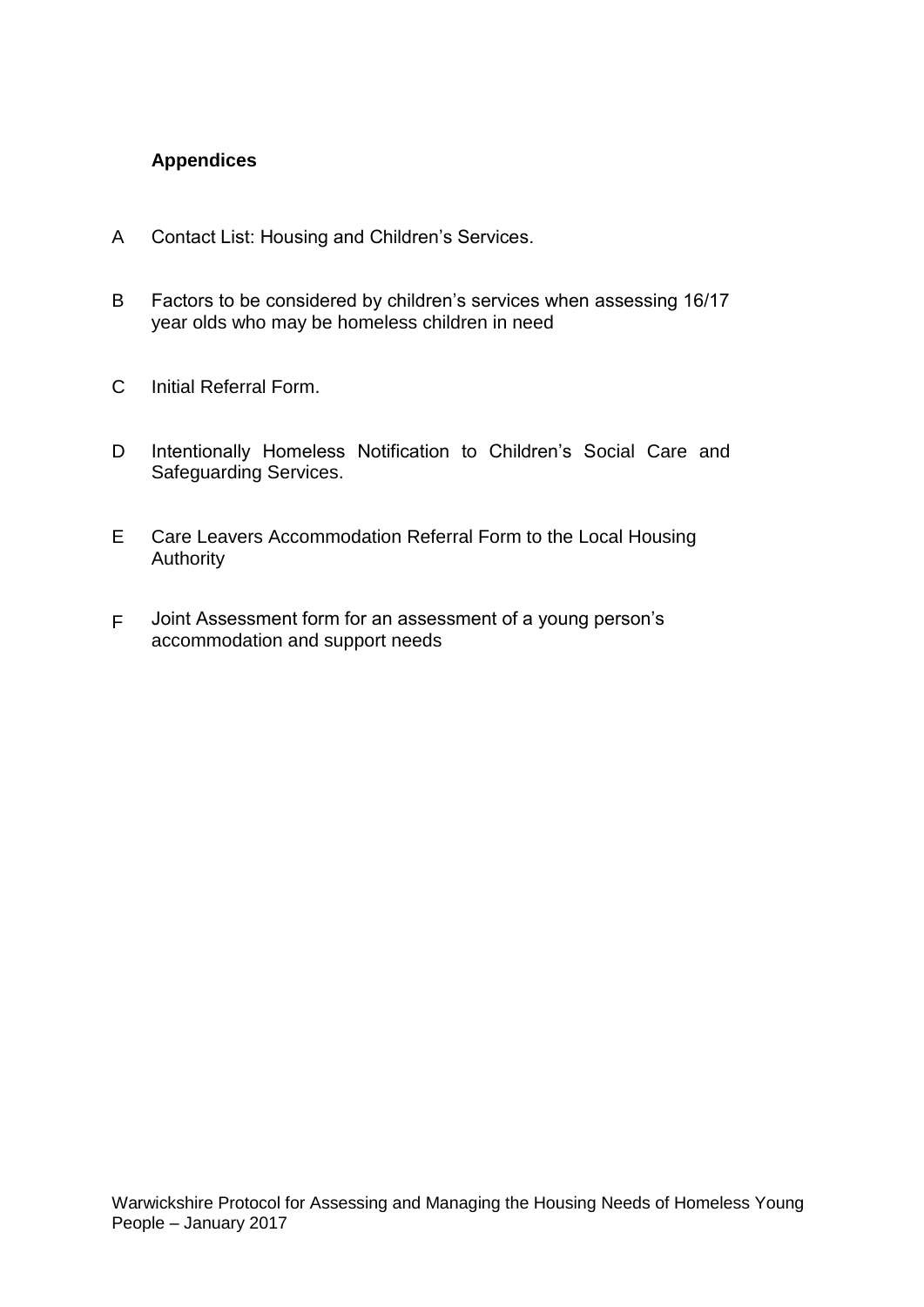## Appendices

A Contact List: Housing and Children's Services.

B Factors to be considered by children's services when assessing 16/17 year olds who may be homeless children in need

C Initial Referral Form.

D Intentionally Homeless Notification to Children's Social Care and Safeguarding Services.

E Care Leavers Accommodation Referral Form to the Local Housing Authority

F Joint Assessment form for an assessment of a young person's accommodation and support needs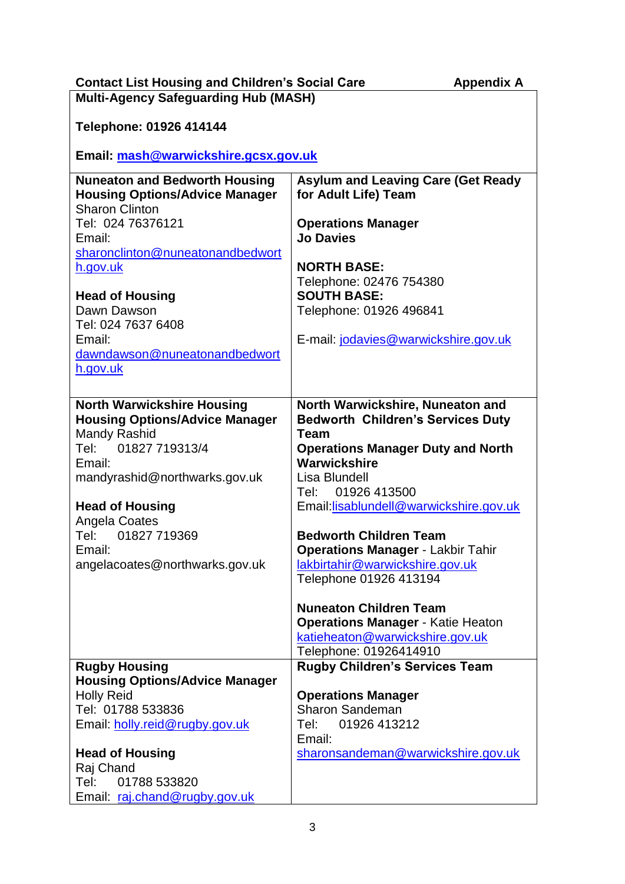**Contact List Housing and Children's Social Care** **Appendix A**

| **Multi-Agency Safeguarding Hub (MASH)**<br><br>**Telephone: 01926 414144**<br><br>**Email: mash@warwickshire.gcsx.gov.uk** | |
|---|---|
| **Nuneaton and Bedworth Housing**<br>**Housing Options/Advice Manager**<br>Sharon Clinton<br>Tel: 024 76376121<br>Email:<br>sharonclinton@nuneatonandbedworth.gov.uk<br><br>**Head of Housing**<br>Dawn Dawson<br>Tel: 024 7637 6408<br>Email:<br>dawndawson@nuneatonandbedworth.gov.uk | **Asylum and Leaving Care (Get Ready for Adult Life) Team**<br><br>**Operations Manager**<br>**Jo Davies**<br><br>**NORTH BASE:**<br>Telephone: 02476 754380<br>**SOUTH BASE:**<br>Telephone: 01926 496841<br><br>E-mail: jodavies@warwickshire.gov.uk |
| **North Warwickshire Housing**<br>**Housing Options/Advice Manager**<br>Mandy Rashid<br>Tel: 01827 719313/4<br>Email:<br>mandyrashid@northwarks.gov.uk<br><br>**Head of Housing**<br>Angela Coates<br>Tel: 01827 719369<br>Email:<br>angelacoates@northwarks.gov.uk | **North Warwickshire, Nuneaton and Bedworth Children's Services Duty Team**<br>**Operations Manager Duty and North Warwickshire**<br>Lisa Blundell<br>Tel: 01926 413500<br>Email:lisablundell@warwickshire.gov.uk<br><br>**Bedworth Children Team**<br>**Operations Manager** - Lakbir Tahir<br>lakbirtahir@warwickshire.gov.uk<br>Telephone 01926 413194<br><br>**Nuneaton Children Team**<br>**Operations Manager** - Katie Heaton<br>katieheaton@warwickshire.gov.uk<br>Telephone: 01926414910 |
| **Rugby Housing**<br>**Housing Options/Advice Manager**<br>Holly Reid<br>Tel: 01788 533836<br>Email: holly.reid@rugby.gov.uk<br><br>**Head of Housing**<br>Raj Chand<br>Tel: 01788 533820<br>Email: raj.chand@rugby.gov.uk | **Rugby Children's Services Team**<br><br>**Operations Manager**<br>Sharon Sandeman<br>Tel: 01926 413212<br>Email:<br>sharonsandeman@warwickshire.gov.uk |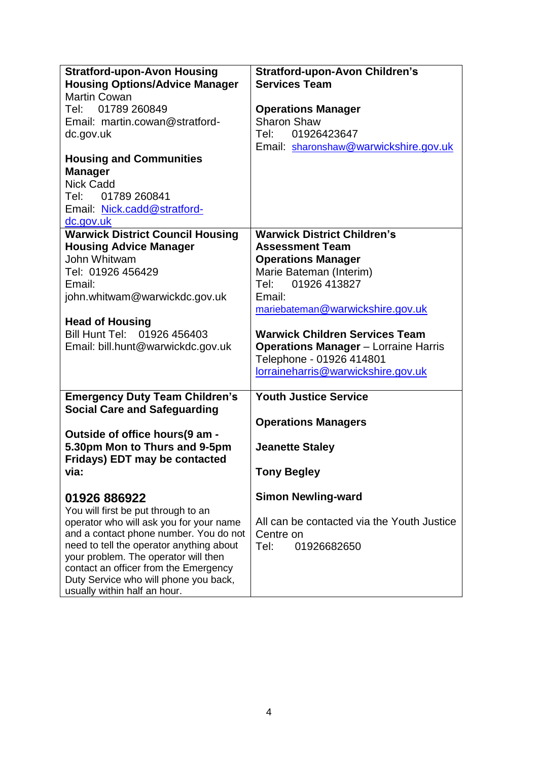| **Stratford-upon-Avon Housing**<br>**Housing Options/Advice Manager**<br>Martin Cowan<br>Tel: 01789 260849<br>Email: martin.cowan@stratford-dc.gov.uk<br><br>**Housing and Communities Manager**<br>Nick Cadd<br>Tel: 01789 260841<br>Email: Nick.cadd@stratford-dc.gov.uk | **Stratford-upon-Avon Children's Services Team**<br><br>**Operations Manager**<br>Sharon Shaw<br>Tel: 01926423647<br>Email: sharonshaw@warwickshire.gov.uk |
|---|---|
| **Warwick District Council Housing**<br>**Housing Advice Manager**<br>John Whitwam<br>Tel: 01926 456429<br>Email:<br>john.whitwam@warwickdc.gov.uk<br><br>**Head of Housing**<br>Bill Hunt Tel: 01926 456403<br>Email: bill.hunt@warwickdc.gov.uk | **Warwick District Children's Assessment Team**<br>**Operations Manager**<br>Marie Bateman (Interim)<br>Tel: 01926 413827<br>Email:<br>mariebateman@warwickshire.gov.uk<br><br>**Warwick Children Services Team**<br>**Operations Manager** – Lorraine Harris<br>Telephone - 01926 414801<br>lorraineharris@warwickshire.gov.uk |
| **Emergency Duty Team Children's Social Care and Safeguarding**<br><br>**Outside of office hours(9 am - 5.30pm Mon to Thurs and 9-5pm Fridays) EDT may be contacted via:**<br><br>**01926 886922**<br>You will first be put through to an operator who will ask you for your name and a contact phone number. You do not need to tell the operator anything about your problem. The operator will then contact an officer from the Emergency Duty Service who will phone you back, usually within half an hour. | **Youth Justice Service**<br><br>**Operations Managers**<br><br>**Jeanette Staley**<br><br>**Tony Begley**<br><br>**Simon Newling-ward**<br><br>All can be contacted via the Youth Justice Centre on<br>Tel: 01926682650 |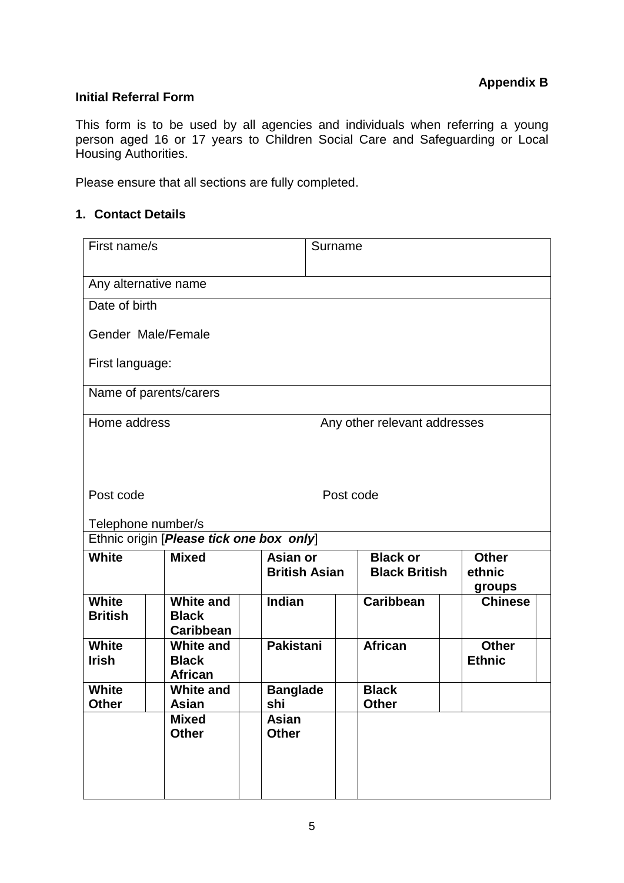**Appendix B**

**Initial Referral Form**

This form is to be used by all agencies and individuals when referring a young person aged 16 or 17 years to Children Social Care and Safeguarding or Local Housing Authorities.

Please ensure that all sections are fully completed.

**1. Contact Details**

| First name/s | Surname |
|---|---|
| Any alternative name | |
| Date of birth<br><br>Gender Male/Female<br><br>First language: | |
| Name of parents/carers | |
| Home address<br><br><br>Post code<br><br>Telephone number/s | Any other relevant addresses<br><br><br>Post code |

Ethnic origin [***Please tick one box only***]

| **White** | | **Mixed** | | **Asian or British Asian** | | **Black or Black British** | | **Other ethnic groups** | |
|---|---|---|---|---|---|---|---|---|---|
| **White British** | | **White and Black Caribbean** | | **Indian** | | **Caribbean** | | **Chinese** | |
| **White Irish** | | **White and Black African** | | **Pakistani** | | **African** | | **Other Ethnic** | |
| **White Other** | | **White and Asian** | | **Bangladeshi** | | **Black Other** | | | |
| | | **Mixed Other** | | **Asian Other** | | | | | |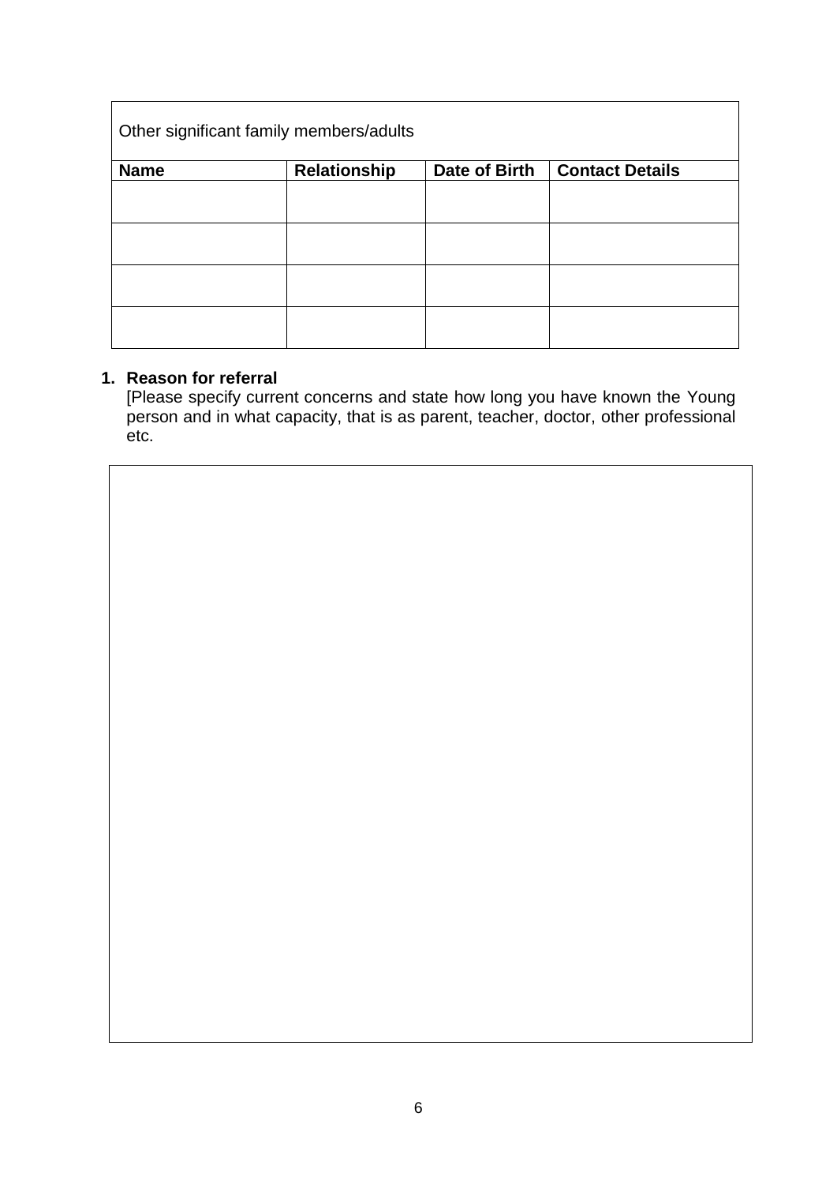| Other significant family members/adults | | | |
|---|---|---|---|
| **Name** | **Relationship** | **Date of Birth** | **Contact Details** |
| | | | |
| | | | |
| | | | |
| | | | |

1. **Reason for referral**
   [Please specify current concerns and state how long you have known the Young person and in what capacity, that is as parent, teacher, doctor, other professional etc.

| |
|---|
| |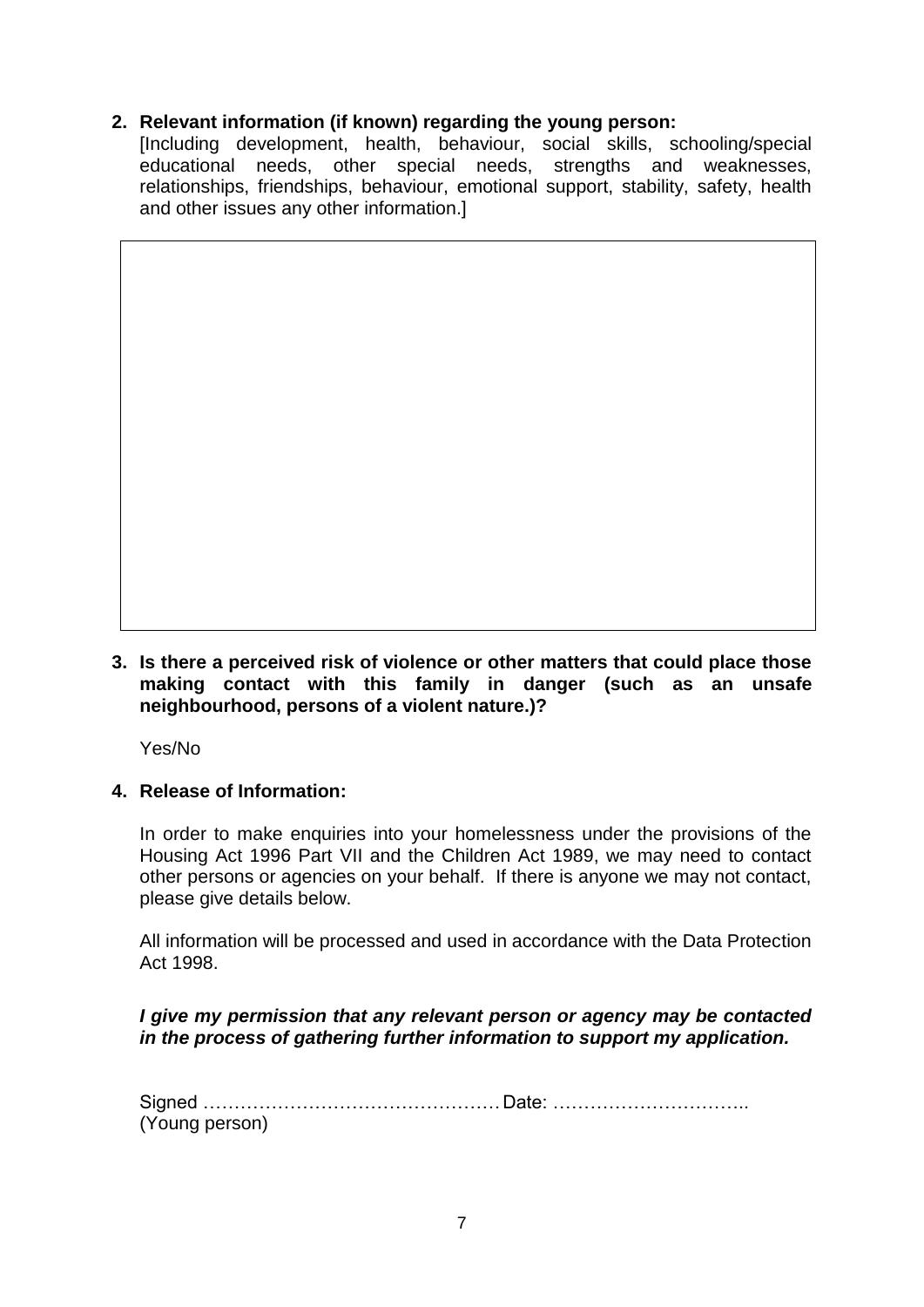2. **Relevant information (if known) regarding the young person:**
   [Including development, health, behaviour, social skills, schooling/special educational needs, other special needs, strengths and weaknesses, relationships, friendships, behaviour, emotional support, stability, safety, health and other issues any other information.]

|  |
|---|
|  |

3. **Is there a perceived risk of violence or other matters that could place those making contact with this family in danger (such as an unsafe neighbourhood, persons of a violent nature.)?**

   Yes/No

4. **Release of Information:**

   In order to make enquiries into your homelessness under the provisions of the Housing Act 1996 Part VII and the Children Act 1989, we may need to contact other persons or agencies on your behalf. If there is anyone we may not contact, please give details below.

   All information will be processed and used in accordance with the Data Protection Act 1998.

   ***I give my permission that any relevant person or agency may be contacted in the process of gathering further information to support my application.***

   Signed ………………………………………… Date: …………………………..
   (Young person)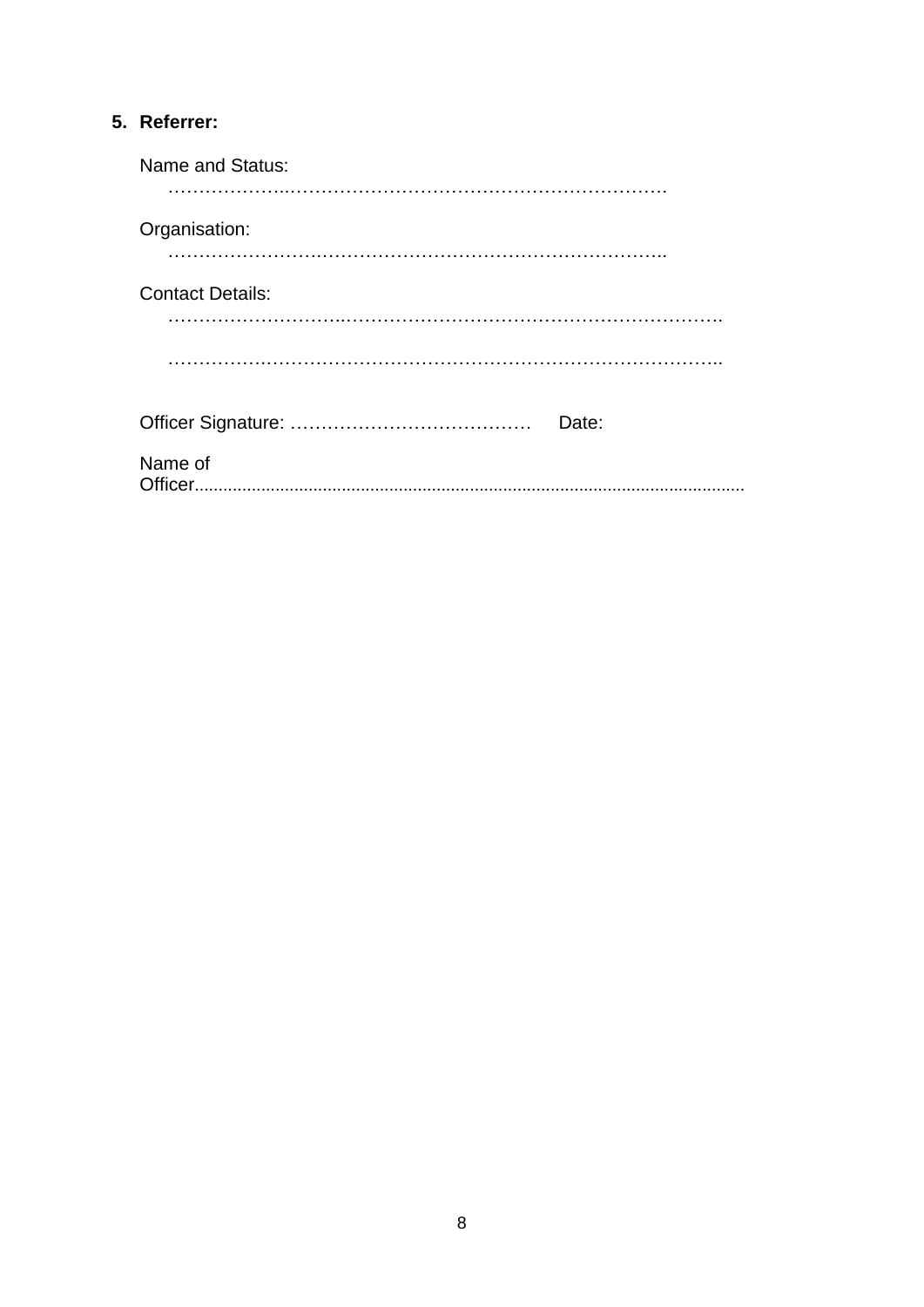5. **Referrer:**

   Name and Status:
   ………………..…………………………………………………….

   Organisation:
   ……………………..………………………………………………..

   Contact Details:
   ………………………..……………………………………………………….

   ……………….……………………………………………………………..

   Officer Signature: …………………………………  Date:

   Name of Officer.....................................................................................................................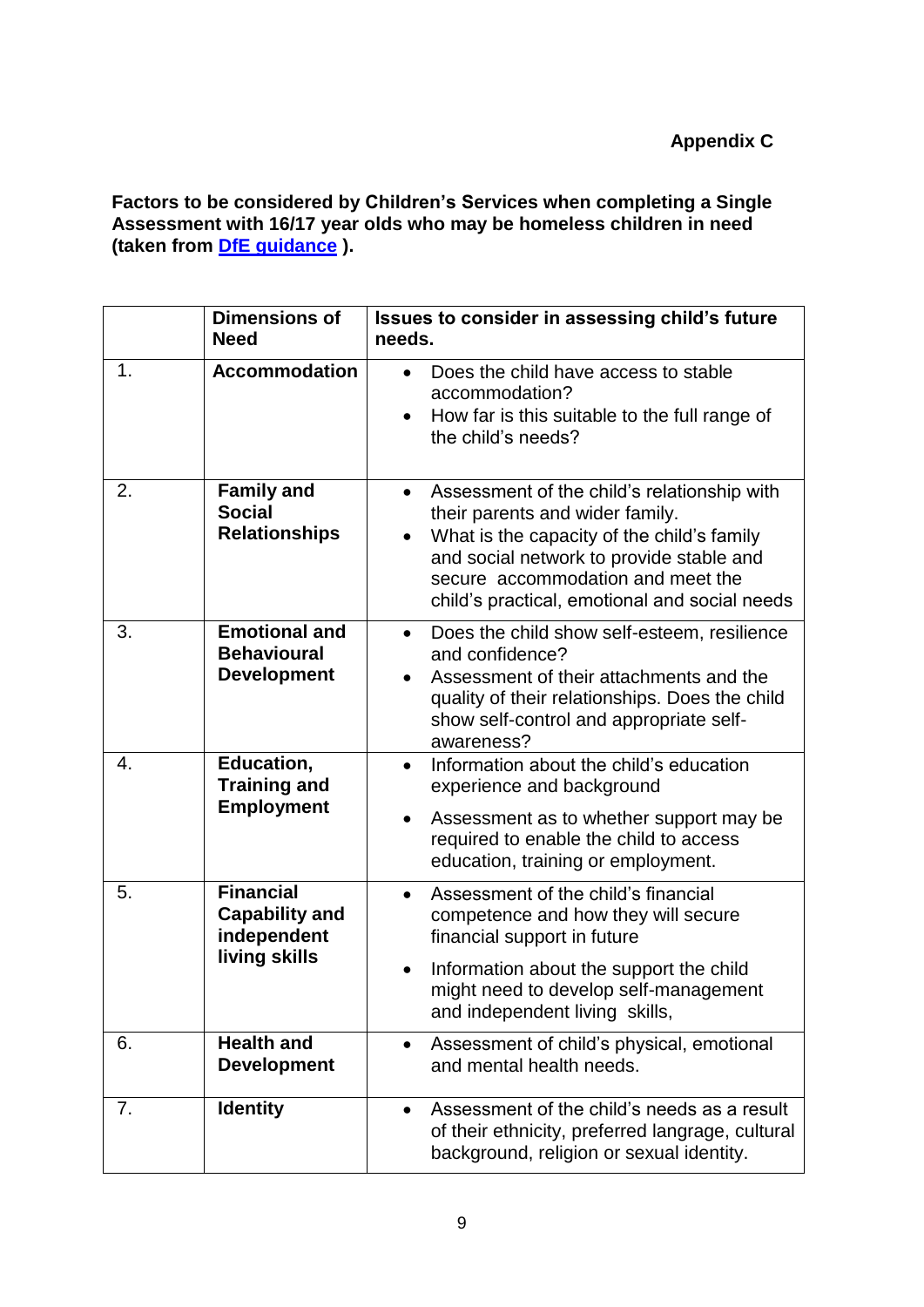**Appendix C**

**Factors to be considered by Children's Services when completing a Single Assessment with 16/17 year olds who may be homeless children in need (taken from [DfE guidance](#) ).**

| | **Dimensions of Need** | **Issues to consider in assessing child's future needs.** |
|---|---|---|
| 1. | **Accommodation** | • Does the child have access to stable accommodation?<br>• How far is this suitable to the full range of the child's needs? |
| 2. | **Family and Social Relationships** | • Assessment of the child's relationship with their parents and wider family.<br>• What is the capacity of the child's family and social network to provide stable and secure accommodation and meet the child's practical, emotional and social needs |
| 3. | **Emotional and Behavioural Development** | • Does the child show self-esteem, resilience and confidence?<br>• Assessment of their attachments and the quality of their relationships. Does the child show self-control and appropriate self-awareness? |
| 4. | **Education, Training and Employment** | • Information about the child's education experience and background<br>• Assessment as to whether support may be required to enable the child to access education, training or employment. |
| 5. | **Financial Capability and independent living skills** | • Assessment of the child's financial competence and how they will secure financial support in future<br>• Information about the support the child might need to develop self-management and independent living skills, |
| 6. | **Health and Development** | • Assessment of child's physical, emotional and mental health needs. |
| 7. | **Identity** | • Assessment of the child's needs as a result of their ethnicity, preferred langrage, cultural background, religion or sexual identity. |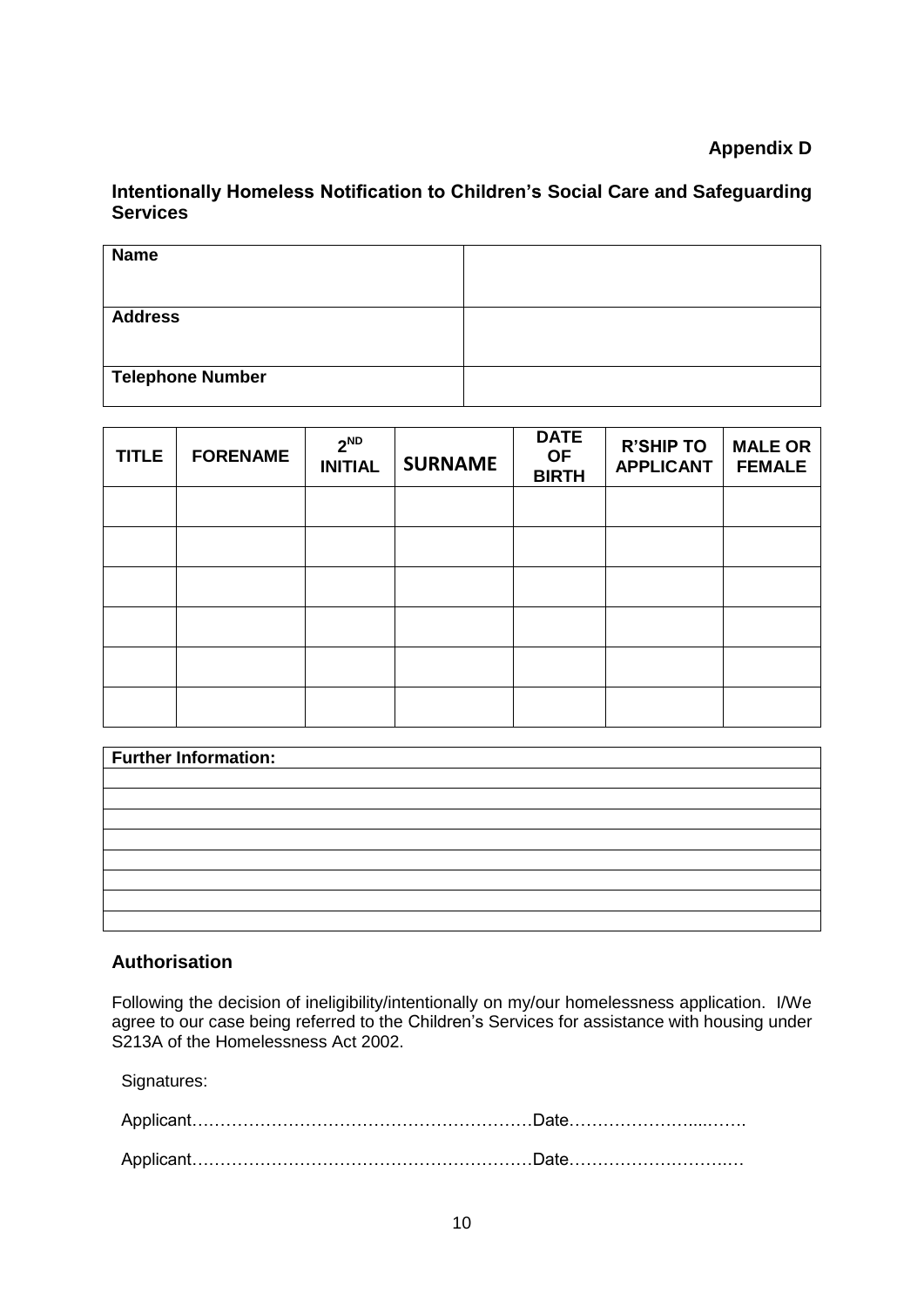**Appendix D**

## Intentionally Homeless Notification to Children's Social Care and Safeguarding Services

| **Name** | |
|---|---|
| **Address** | |
| **Telephone Number** | |

| TITLE | FORENAME | 2$^{ND}$ INITIAL | SURNAME | DATE OF BIRTH | R'SHIP TO APPLICANT | MALE OR FEMALE |
|---|---|---|---|---|---|---|
| | | | | | | |
| | | | | | | |
| | | | | | | |
| | | | | | | |
| | | | | | | |
| | | | | | | |

| **Further Information:** |
|---|
| |
| |
| |
| |
| |
| |
| |
| |

### Authorisation

Following the decision of ineligibility/intentionally on my/our homelessness application. I/We agree to our case being referred to the Children's Services for assistance with housing under S213A of the Homelessness Act 2002.

Signatures:

Applicant……………………………………………………Date……………………...…….

Applicant……………………………………………………Date……………………….…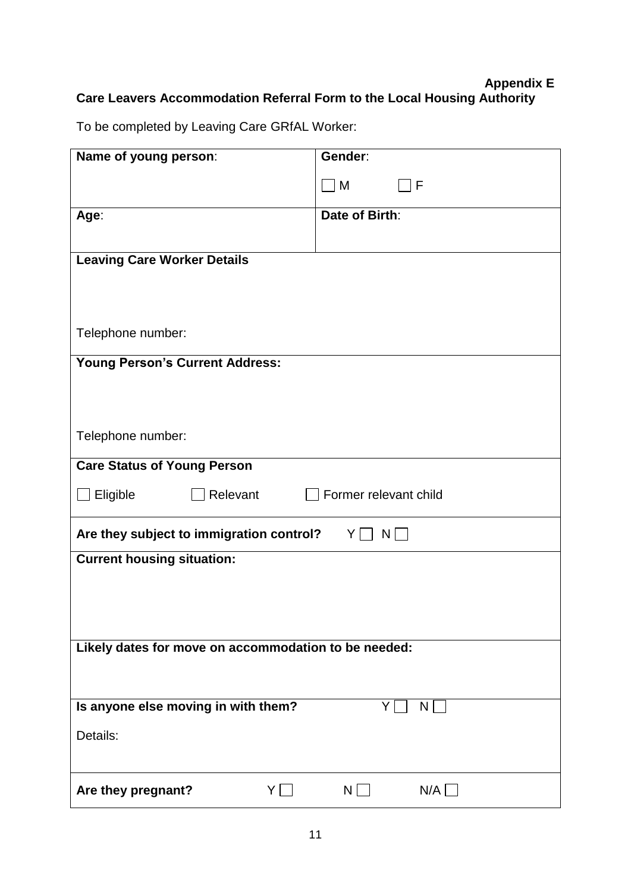**Appendix E**

## Care Leavers Accommodation Referral Form to the Local Housing Authority

To be completed by Leaving Care GRfAL Worker:

| **Name of young person**: | **Gender**:<br>☐ M ☐ F |
|---|---|
| **Age**: | **Date of Birth**: |
| **Leaving Care Worker Details**<br><br>Telephone number: | |
| **Young Person's Current Address:**<br><br>Telephone number: | |
| **Care Status of Young Person**<br>☐ Eligible ☐ Relevant ☐ Former relevant child | |
| **Are they subject to immigration control?** Y ☐ N ☐ | |
| **Current housing situation:** | |
| **Likely dates for move on accommodation to be needed:** | |
| **Is anyone else moving in with them?** Y ☐ N ☐<br>Details: | |
| **Are they pregnant?** Y ☐ N ☐ N/A ☐ | |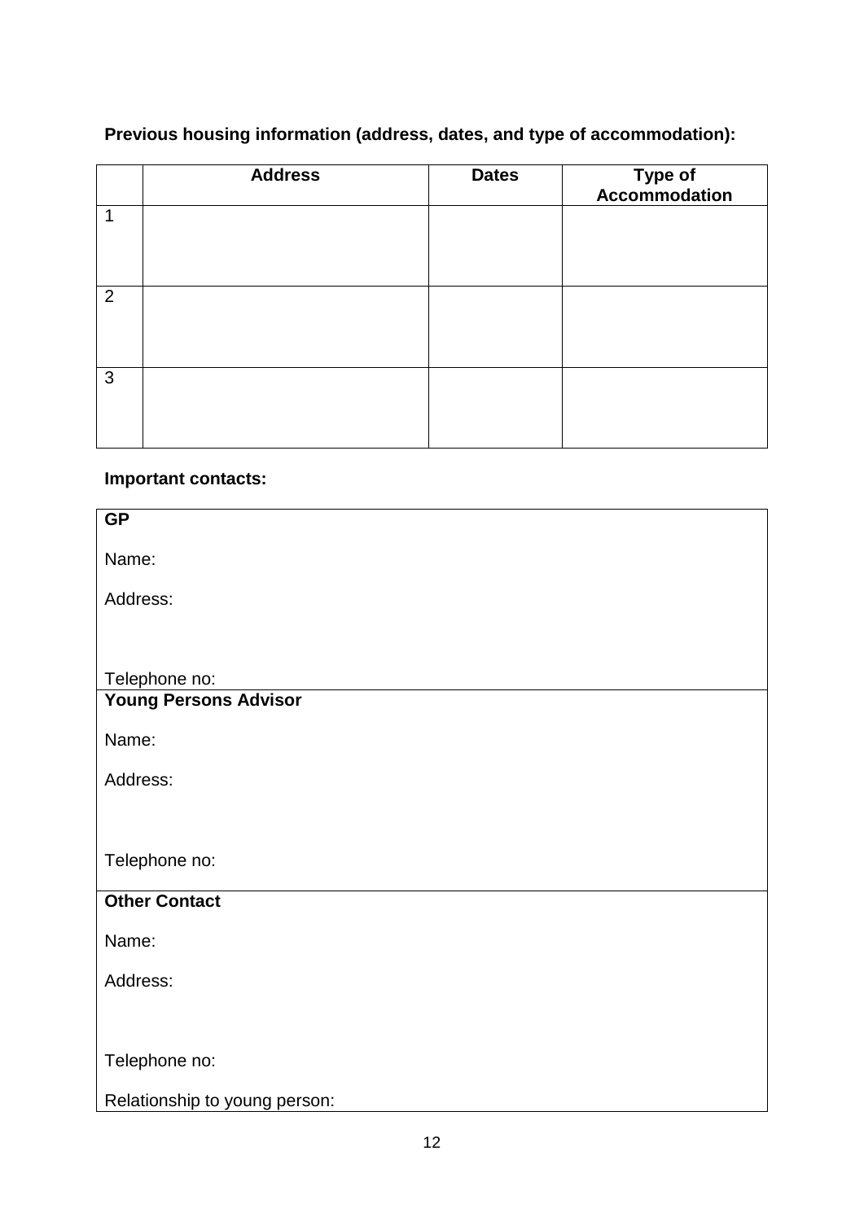**Previous housing information (address, dates, and type of accommodation):**

| | Address | Dates | Type of Accommodation |
|---|---|---|---|
| 1 | | | |
| 2 | | | |
| 3 | | | |

**Important contacts:**

| **GP**<br><br>Name:<br><br>Address:<br><br><br>Telephone no: |
|---|
| **Young Persons Advisor**<br><br>Name:<br><br>Address:<br><br><br>Telephone no: |
| **Other Contact**<br><br>Name:<br><br>Address:<br><br><br>Telephone no:<br><br>Relationship to young person: |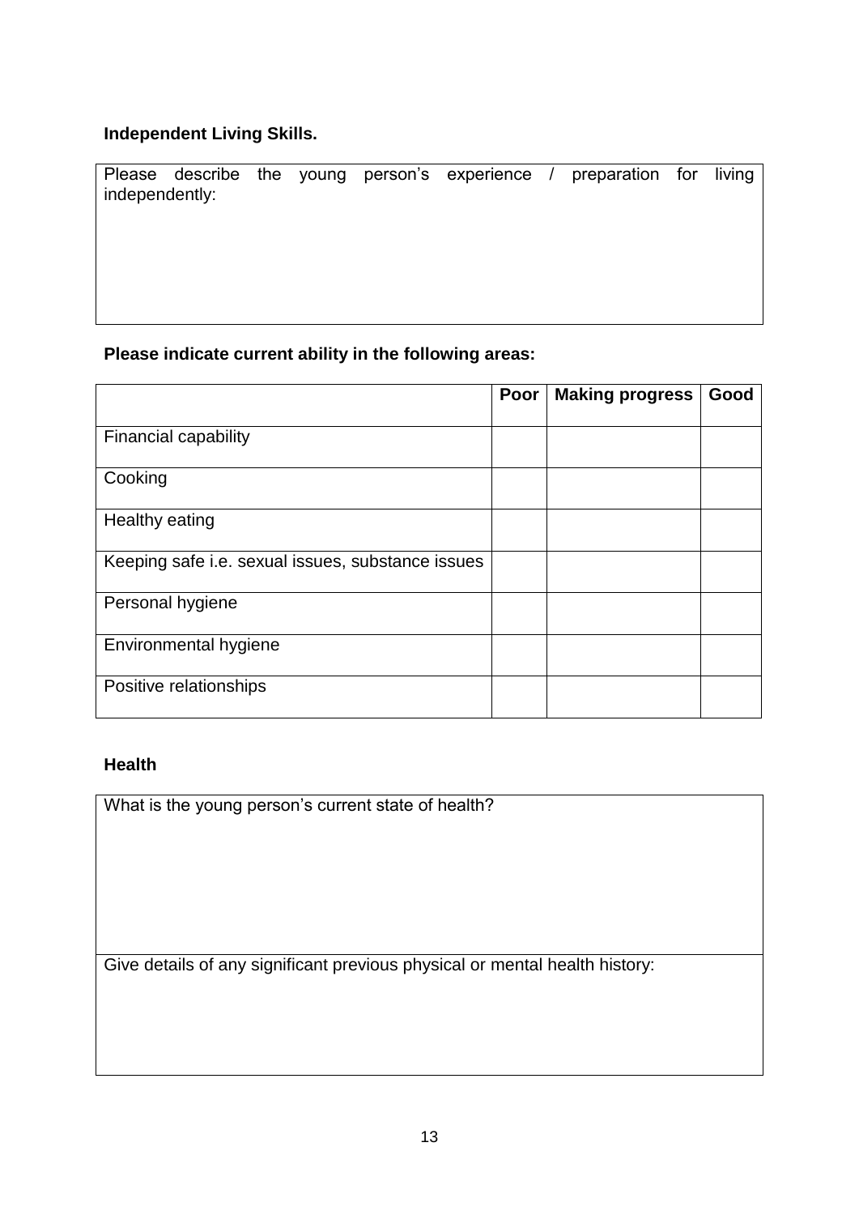**Independent Living Skills.**

| Please describe the young person's experience / preparation for living independently: |
|---|
| |

**Please indicate current ability in the following areas:**

| | Poor | Making progress | Good |
|---|---|---|---|
| Financial capability | | | |
| Cooking | | | |
| Healthy eating | | | |
| Keeping safe i.e. sexual issues, substance issues | | | |
| Personal hygiene | | | |
| Environmental hygiene | | | |
| Positive relationships | | | |

**Health**

| What is the young person's current state of health? |
|---|
| |
| Give details of any significant previous physical or mental health history: |
| |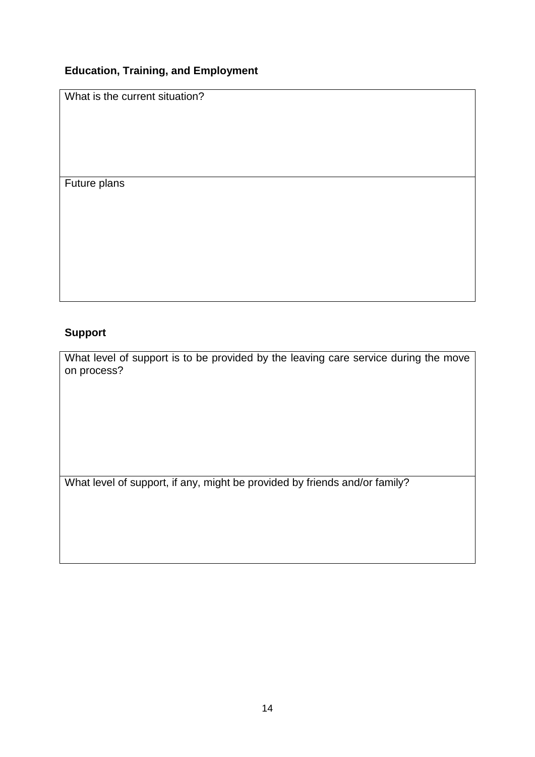**Education, Training, and Employment**

| What is the current situation? |
| --- |
| Future plans |

**Support**

| What level of support is to be provided by the leaving care service during the move on process? |
| --- |
| What level of support, if any, might be provided by friends and/or family? |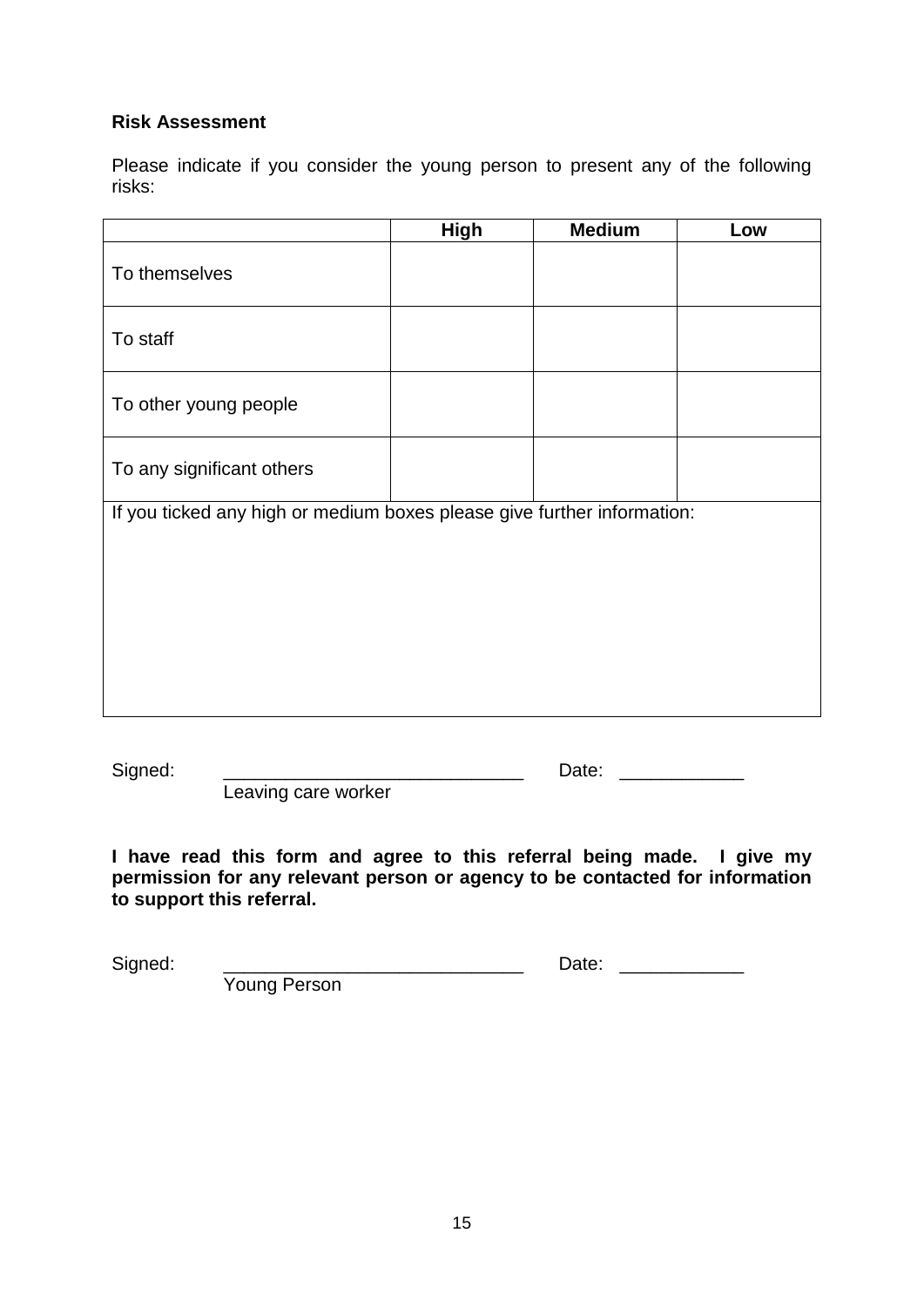**Risk Assessment**

Please indicate if you consider the young person to present any of the following risks:

| | High | Medium | Low |
|---|---|---|---|
| To themselves | | | |
| To staff | | | |
| To other young people | | | |
| To any significant others | | | |
| If you ticked any high or medium boxes please give further information: | | | |

Signed: _____________________________ Date: ____________
Leaving care worker

**I have read this form and agree to this referral being made. I give my permission for any relevant person or agency to be contacted for information to support this referral.**

Signed: _____________________________ Date: ____________
Young Person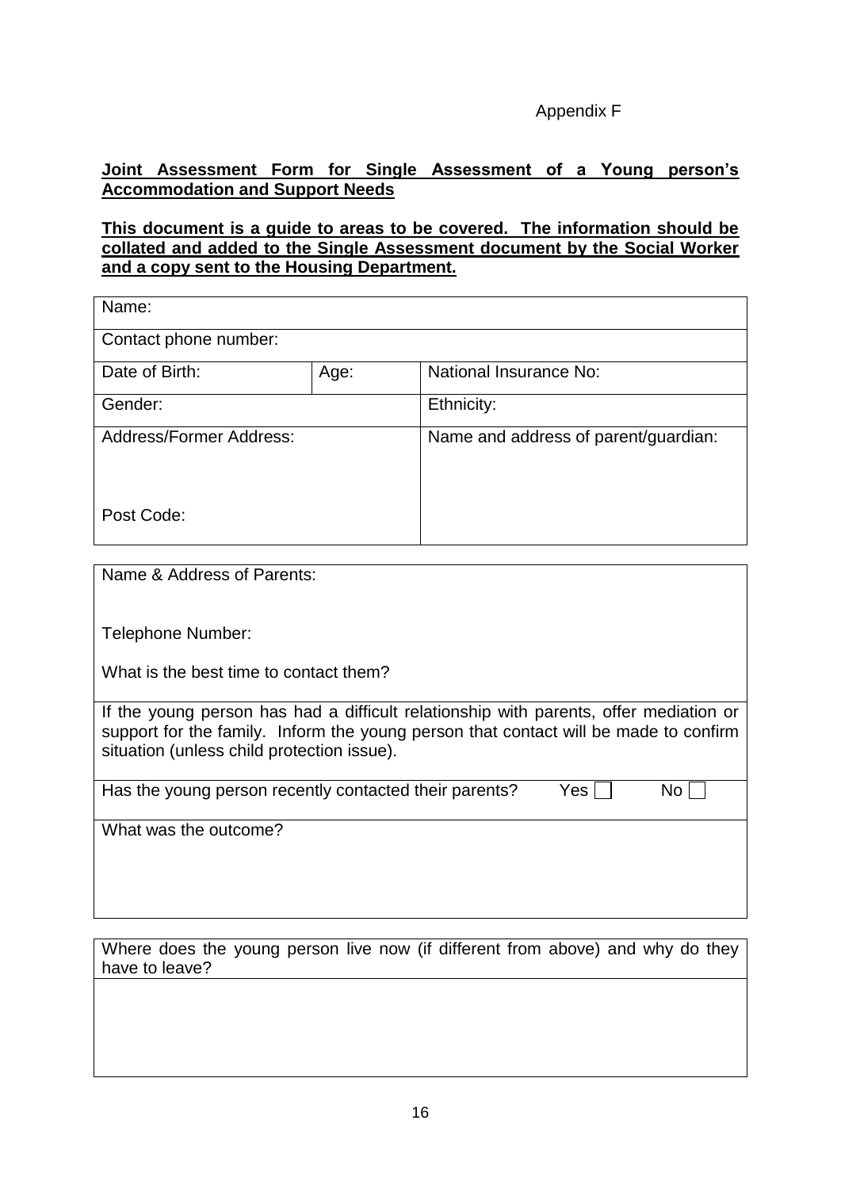Appendix F

**<u>Joint Assessment Form for Single Assessment of a Young person's Accommodation and Support Needs</u>**

**<u>This document is a guide to areas to be covered. The information should be collated and added to the Single Assessment document by the Social Worker and a copy sent to the Housing Department.</u>**

| Name: | | |
|---|---|---|
| Contact phone number: | | |
| Date of Birth: | Age: | National Insurance No: |
| Gender: | | Ethnicity: |
| Address/Former Address:<br><br>Post Code: | | Name and address of parent/guardian: |

| |
|---|
| Name & Address of Parents:<br><br>Telephone Number:<br><br>What is the best time to contact them? |
| If the young person has had a difficult relationship with parents, offer mediation or support for the family. Inform the young person that contact will be made to confirm situation (unless child protection issue). |
| Has the young person recently contacted their parents? Yes ☐ No ☐ |
| What was the outcome? |

| Where does the young person live now (if different from above) and why do they have to leave? |
|---|
| |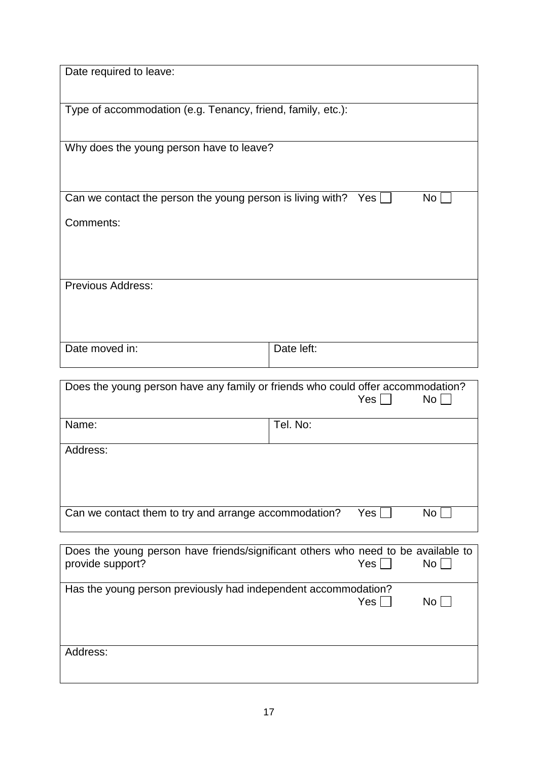| Date required to leave: | |
|---|---|
| Type of accommodation (e.g. Tenancy, friend, family, etc.): | |
| Why does the young person have to leave? | |
| Can we contact the person the young person is living with? Yes ☐ No ☐<br><br>Comments: | |
| Previous Address: | |
| Date moved in: | Date left: |

| Does the young person have any family or friends who could offer accommodation? Yes ☐ No ☐ | |
|---|---|
| Name: | Tel. No: |
| Address: | |
| Can we contact them to try and arrange accommodation? Yes ☐ No ☐ | |

| Does the young person have friends/significant others who need to be available to provide support? Yes ☐ No ☐ |
|---|
| Has the young person previously had independent accommodation? Yes ☐ No ☐ |
| Address: |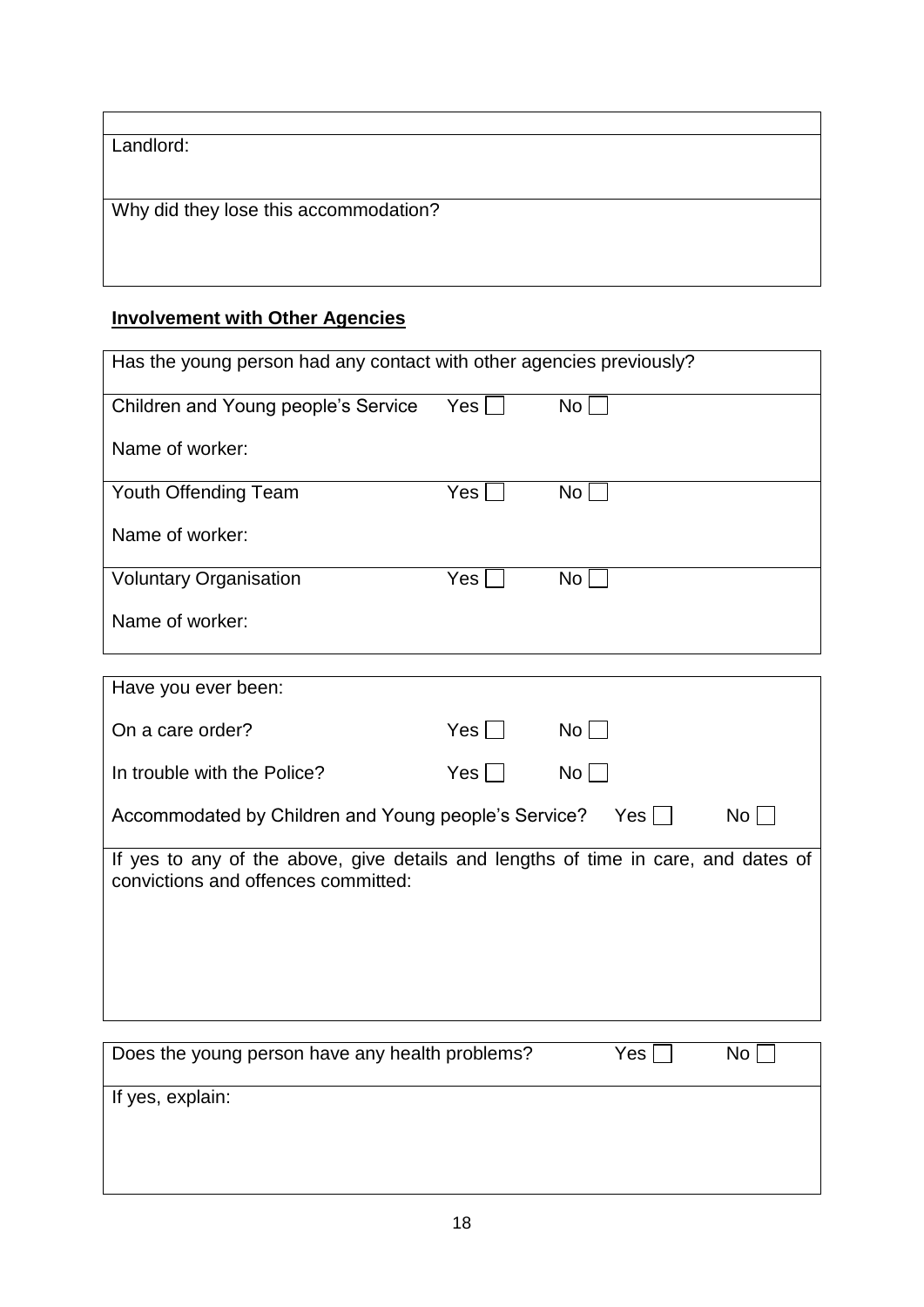| |
|---|
| Landlord: |
| Why did they lose this accommodation? |

**Involvement with Other Agencies**

| Has the young person had any contact with other agencies previously? | | |
|---|---|---|
| Children and Young people's Service | Yes ☐ | No ☐ |
| Name of worker: | | |
| Youth Offending Team | Yes ☐ | No ☐ |
| Name of worker: | | |
| Voluntary Organisation | Yes ☐ | No ☐ |
| Name of worker: | | |

| Have you ever been: | | |
|---|---|---|
| On a care order? | Yes ☐ | No ☐ |
| In trouble with the Police? | Yes ☐ | No ☐ |
| Accommodated by Children and Young people's Service? | Yes ☐ | No ☐ |
| If yes to any of the above, give details and lengths of time in care, and dates of convictions and offences committed: | | |

| Does the young person have any health problems? | Yes ☐ | No ☐ |
|---|---|---|
| If yes, explain: | | |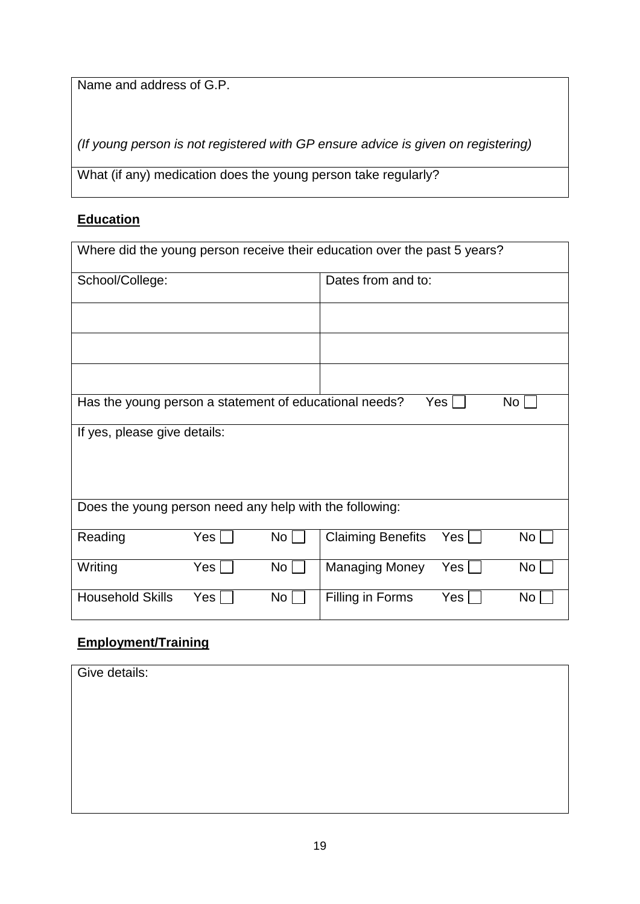| Name and address of G.P.<br><br><br>*(If young person is not registered with GP ensure advice is given on registering)* |
|---|
| What (if any) medication does the young person take regularly? |

## **Education**

| Where did the young person receive their education over the past 5 years? | | | | | |
|---|---|---|---|---|---|
| School/College: | | | Dates from and to: | | |
| | | | | | |
| | | | | | |
| | | | | | |
| Has the young person a statement of educational needs? Yes ☐ No ☐ | | | | | |
| If yes, please give details: | | | | | |
| Does the young person need any help with the following: | | | | | |
| Reading | Yes ☐ | No ☐ | Claiming Benefits | Yes ☐ | No ☐ |
| Writing | Yes ☐ | No ☐ | Managing Money | Yes ☐ | No ☐ |
| Household Skills | Yes ☐ | No ☐ | Filling in Forms | Yes ☐ | No ☐ |

## **Employment/Training**

| Give details: |
|---|
| |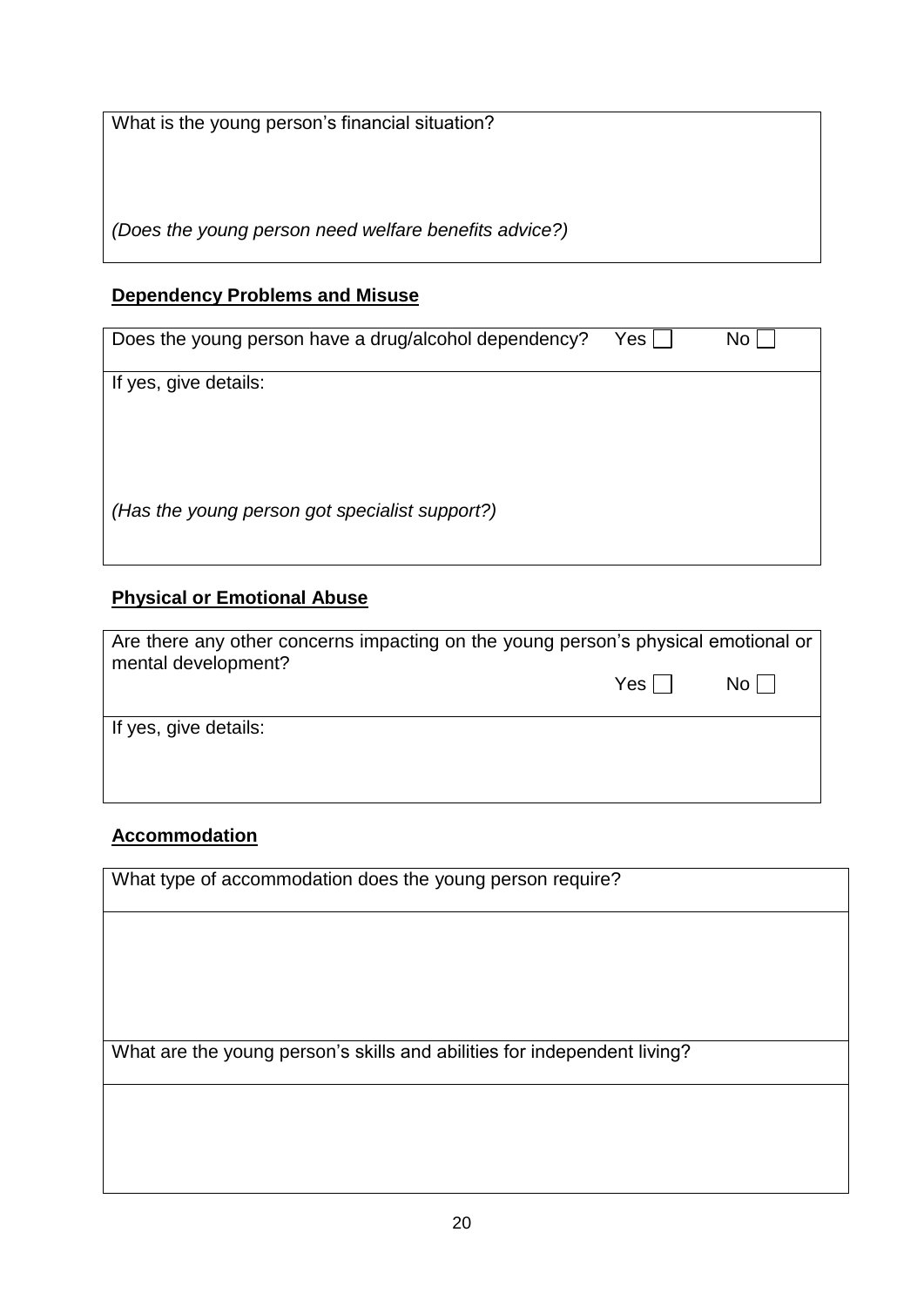| What is the young person's financial situation?<br><br><br>*(Does the young person need welfare benefits advice?)* |
|---|

**Dependency Problems and Misuse**

| Does the young person have a drug/alcohol dependency? Yes ☐ No ☐ |
|---|
| If yes, give details:<br><br><br><br>*(Has the young person got specialist support?)* |

**Physical or Emotional Abuse**

| Are there any other concerns impacting on the young person's physical emotional or mental development? Yes ☐ No ☐ |
|---|
| If yes, give details: |

**Accommodation**

| What type of accommodation does the young person require? |
|---|
| |
| What are the young person's skills and abilities for independent living? |
| |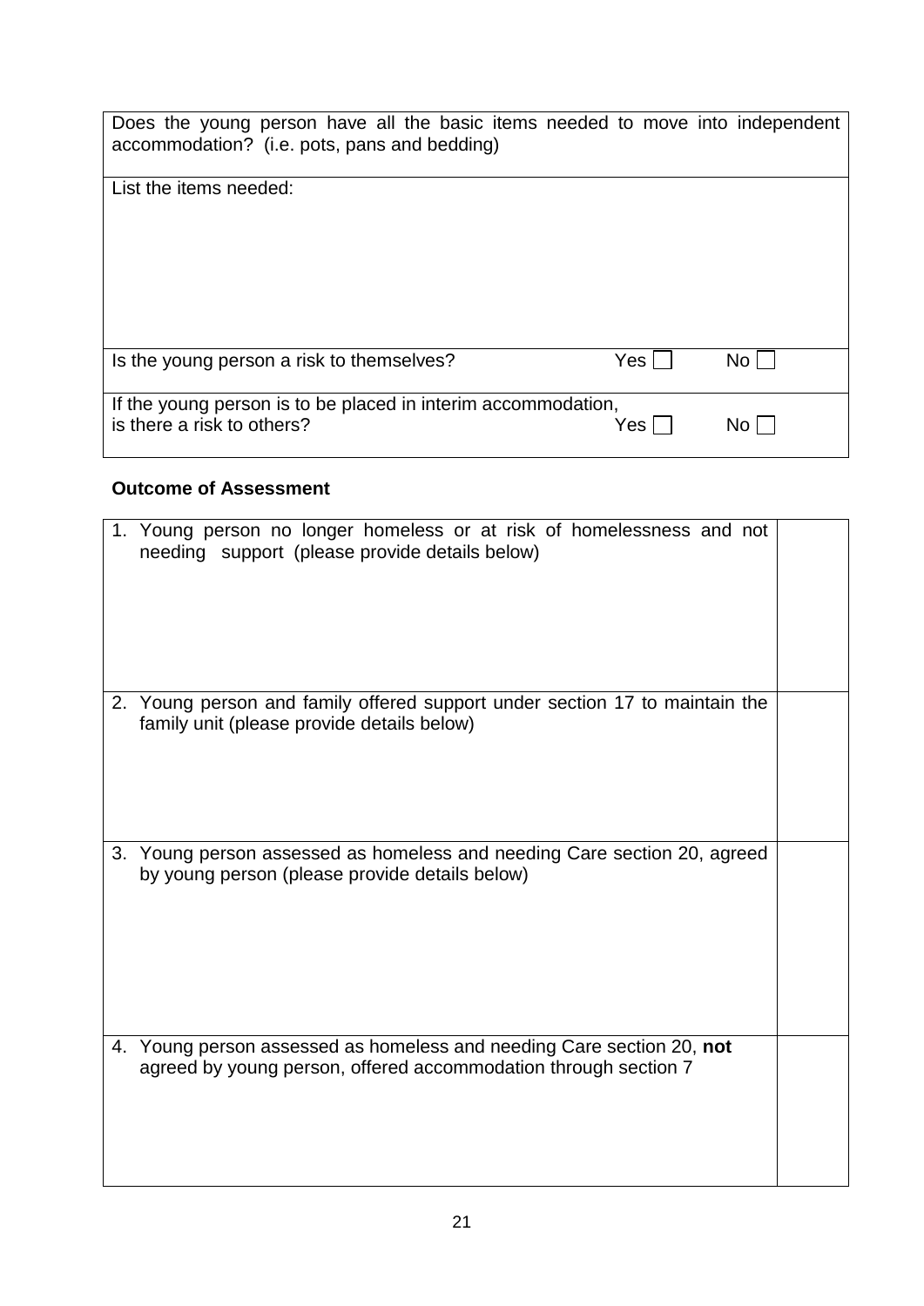| Does the young person have all the basic items needed to move into independent accommodation? (i.e. pots, pans and bedding) | | |
|---|---|---|
| List the items needed: | | |
| Is the young person a risk to themselves? | Yes ☐ | No ☐ |
| If the young person is to be placed in interim accommodation, is there a risk to others? | Yes ☐ | No ☐ |

**Outcome of Assessment**

| | |
|---|---|
| 1. Young person no longer homeless or at risk of homelessness and not needing support (please provide details below) | |
| 2. Young person and family offered support under section 17 to maintain the family unit (please provide details below) | |
| 3. Young person assessed as homeless and needing Care section 20, agreed by young person (please provide details below) | |
| 4. Young person assessed as homeless and needing Care section 20, **not** agreed by young person, offered accommodation through section 7 | |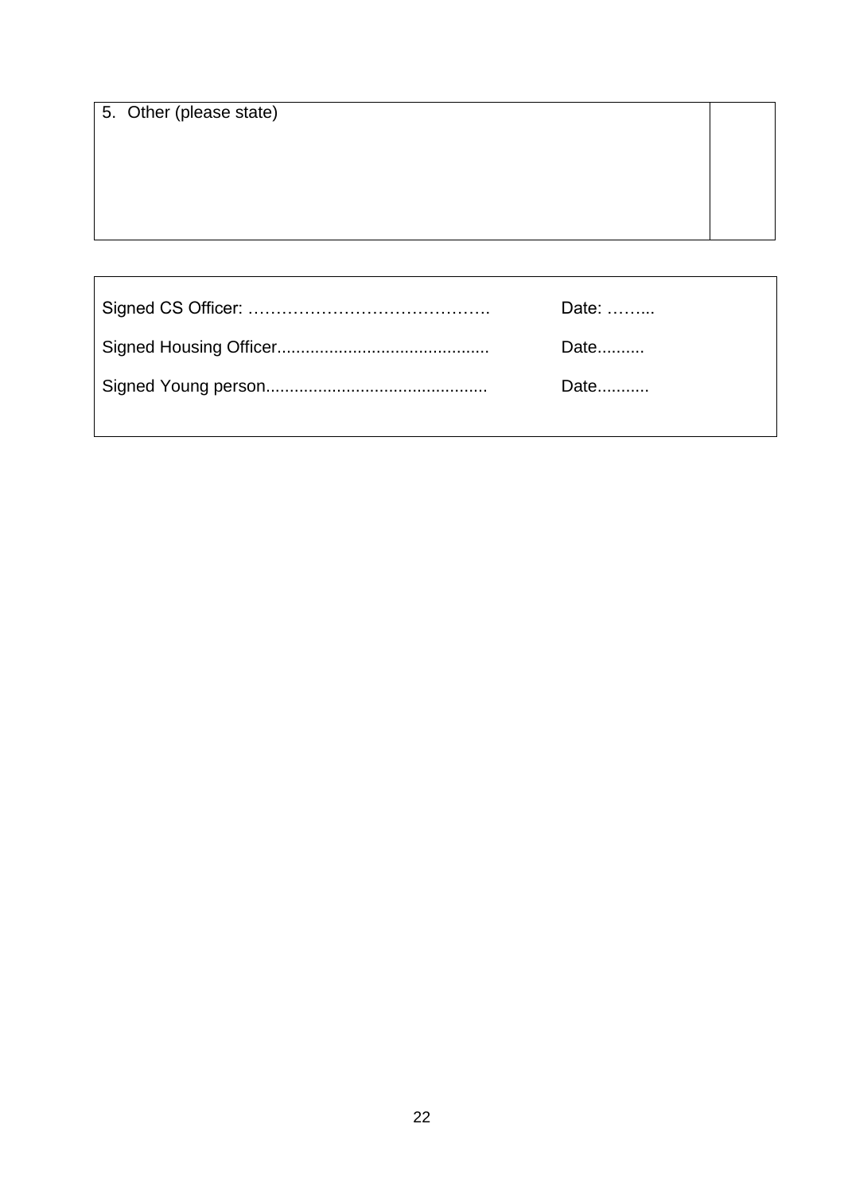| | |
|---|---|
| 5. Other (please state) | |

| | |
|---|---|
| Signed CS Officer: ……………………………………. | Date: ……... |
| Signed Housing Officer............................................ | Date.......... |
| Signed Young person.............................................. | Date........... |